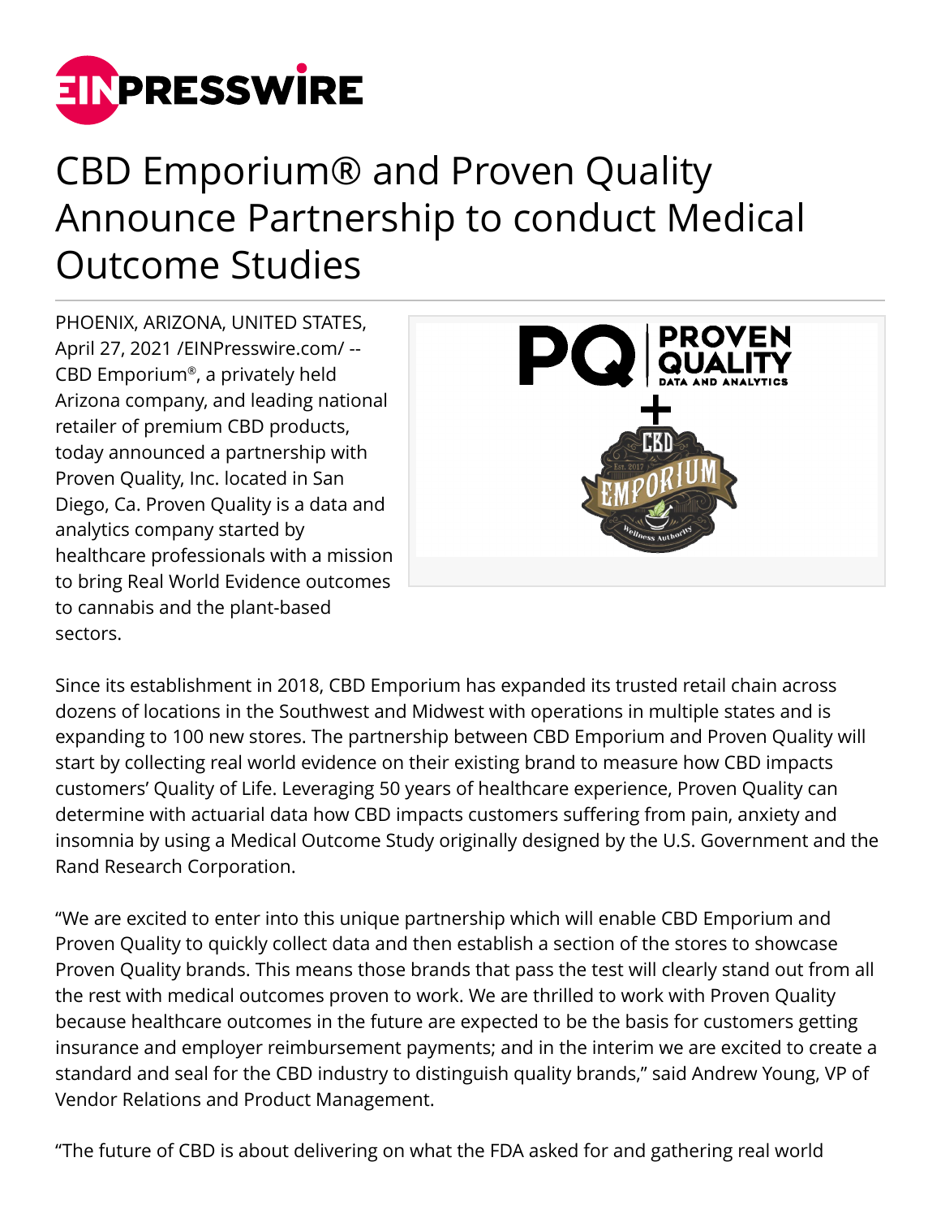# CBD Emporium® and Proven Quality Announce Partnership to conduct Medical Outcome Studies

PHOENIX, ARIZONA, UNITED STATES, April 27, 2021 /EINPresswire.com/ -- CBD Emporium®, a privately held Arizona company, and leading national retailer of premium CBD products, today announced a partnership with Proven Quality, Inc. located in San Diego, Ca. Proven Quality is a data and analytics company started by healthcare professionals with a mission to bring Real World Evidence outcomes to cannabis and the plant-based sectors.

Since its establishment in 2018, CBD Emporium has expanded its trusted retail chain across dozens of locations in the Southwest and Midwest with operations in multiple states and is expanding to 100 new stores. The partnership between CBD Emporium and Proven Quality will start by collecting real world evidence on their existing brand to measure how CBD impacts customers' Quality of Life. Leveraging 50 years of healthcare experience, Proven Quality can determine with actuarial data how CBD impacts customers suffering from pain, anxiety and insomnia by using a Medical Outcome Study originally designed by the U.S. Government and the Rand Research Corporation.

"We are excited to enter into this unique partnership which will enable CBD Emporium and Proven Quality to quickly collect data and then establish a section of the stores to showcase Proven Quality brands. This means those brands that pass the test will clearly stand out from all the rest with medical outcomes proven to work. We are thrilled to work with Proven Quality because healthcare outcomes in the future are expected to be the basis for customers getting insurance and employer reimbursement payments; and in the interim we are excited to create a standard and seal for the CBD industry to distinguish quality brands," said Andrew Young, VP of Vendor Relations and Product Management.

"The future of CBD is about delivering on what the FDA asked for and gathering real world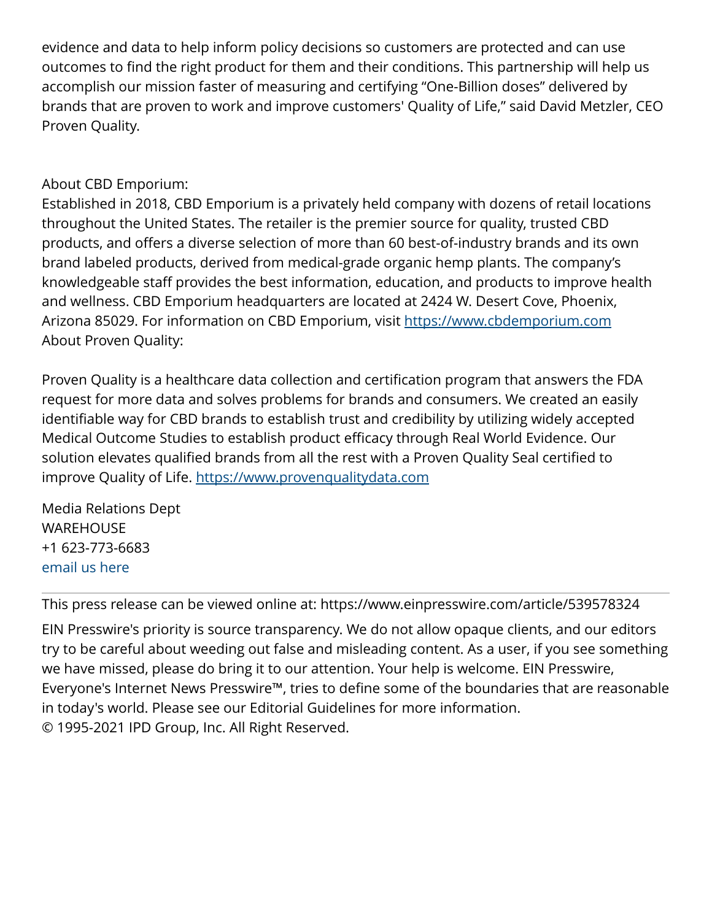evidence and data to help inform policy decisions so customers are protected and can use outcomes to find the right product for them and their conditions. This partnership will help us accomplish our mission faster of measuring and certifying "One-Billion doses" delivered by brands that are proven to work and improve customers' Quality of Life," said David Metzler, CEO Proven Quality.

About CBD Emporium:
Established in 2018, CBD Emporium is a privately held company with dozens of retail locations throughout the United States. The retailer is the premier source for quality, trusted CBD products, and offers a diverse selection of more than 60 best-of-industry brands and its own brand labeled products, derived from medical-grade organic hemp plants. The company's knowledgeable staff provides the best information, education, and products to improve health and wellness. CBD Emporium headquarters are located at 2424 W. Desert Cove, Phoenix, Arizona 85029. For information on CBD Emporium, visit [https://www.cbdemporium.com](https://www.cbdemporium.com)
About Proven Quality:

Proven Quality is a healthcare data collection and certification program that answers the FDA request for more data and solves problems for brands and consumers. We created an easily identifiable way for CBD brands to establish trust and credibility by utilizing widely accepted Medical Outcome Studies to establish product efficacy through Real World Evidence. Our solution elevates qualified brands from all the rest with a Proven Quality Seal certified to improve Quality of Life. [https://www.provenqualitydata.com](https://www.provenqualitydata.com)

Media Relations Dept
WAREHOUSE
+1 623-773-6683
email us here

---

This press release can be viewed online at: https://www.einpresswire.com/article/539578324

EIN Presswire's priority is source transparency. We do not allow opaque clients, and our editors try to be careful about weeding out false and misleading content. As a user, if you see something we have missed, please do bring it to our attention. Your help is welcome. EIN Presswire, Everyone's Internet News Presswire™, tries to define some of the boundaries that are reasonable in today's world. Please see our Editorial Guidelines for more information.
© 1995-2021 IPD Group, Inc. All Right Reserved.